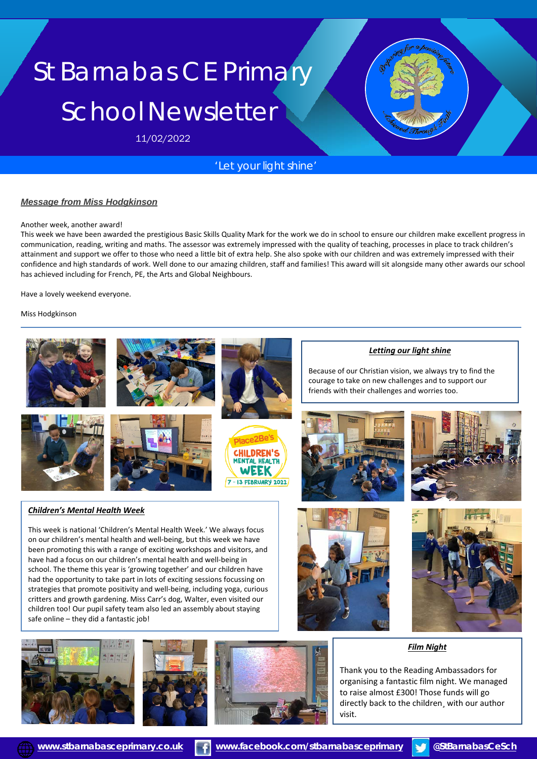# St Barnabas CE Primary School Newsletter

11/02/2022

'Let your light shine'

### *Message from Miss Hodgkinson*

Another week, another award!

This week we have been awarded the prestigious Basic Skills Quality Mark for the work we do in school to ensure our children make excellent progress in communication, reading, writing and maths. The assessor was extremely impressed with the quality of teaching, processes in place to track children's attainment and support we offer to those who need a little bit of extra help. She also spoke with our children and was extremely impressed with their confidence and high standards of work. Well done to our amazing children, staff and families! This award will sit alongside many other awards our school has achieved including for French, PE, the Arts and Global Neighbours.

Have a lovely weekend everyone.

Miss Hodgkinson

### *Letting our light shine*

Because of our Christian vision, we always try to find the courage to take on new challenges and to support our friends with their challenges and worries too.

### *Children's Mental Health Week*

This week is national 'Children's Mental Health Week.' We always focus on our children's mental health and well-being, but this week we have been promoting this with a range of exciting workshops and visitors, and have had a focus on our children's mental health and well-being in school. The theme this year is 'growing together' and our children have had the opportunity to take part in lots of exciting sessions focussing on strategies that promote positivity and well-being, including yoga, curious critters and growth gardening. Miss Carr's dog, Walter, even visited our children too! Our pupil safety team also led an assembly about staying safe online – they did a fantastic job!

### *Film Night*

Thank you to the Reading Ambassadors for organising a fantastic film night. We managed to raise almost £300! Those funds will go directly back to the children, with our author visit.

www.stbarnabasceprimary.co.uk | www.facebook.com/stbarnabasceprimary | @StBarnabasCeSch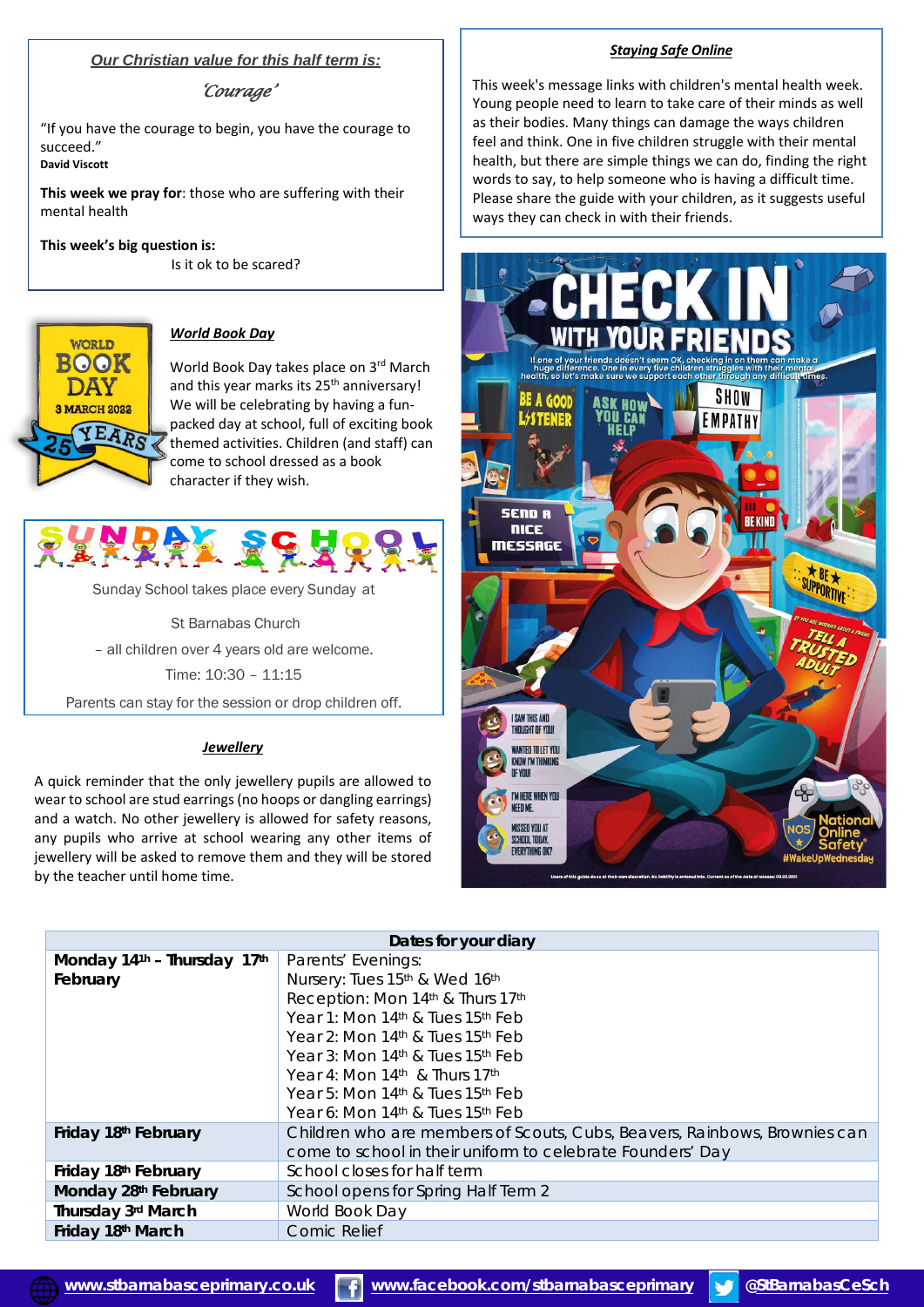### *Our Christian value for this half term is:*

*'Courage'*

"If you have the courage to begin, you have the courage to succeed."
**David Viscott**

**This week we pray for**: those who are suffering with their mental health

**This week's big question is:**
Is it ok to be scared?

### *World Book Day*

World Book Day takes place on 3rd March and this year marks its 25th anniversary! We will be celebrating by having a fun-packed day at school, full of exciting book themed activities. Children (and staff) can come to school dressed as a book character if they wish.

### SUNDAY SCHOOL

Sunday School takes place every Sunday at

St Barnabas Church

– all children over 4 years old are welcome.

Time: 10:30 – 11:15

Parents can stay for the session or drop children off.

### *Jewellery*

A quick reminder that the only jewellery pupils are allowed to wear to school are stud earrings (no hoops or dangling earrings) and a watch. No other jewellery is allowed for safety reasons, any pupils who arrive at school wearing any other items of jewellery will be asked to remove them and they will be stored by the teacher until home time.

### *Staying Safe Online*

This week's message links with children's mental health week. Young people need to learn to take care of their minds as well as their bodies. Many things can damage the ways children feel and think. One in five children struggle with their mental health, but there are simple things we can do, finding the right words to say, to help someone who is having a difficult time. Please share the guide with your children, as it suggests useful ways they can check in with their friends.

| Dates for your diary | |
|---|---|
| **Monday 14th – Thursday 17th February** | Parents' Evenings:<br>Nursery: Tues 15th & Wed 16th<br>Reception: Mon 14th & Thurs 17th<br>Year 1: Mon 14th & Tues 15th Feb<br>Year 2: Mon 14th & Tues 15th Feb<br>Year 3: Mon 14th & Tues 15th Feb<br>Year 4: Mon 14th & Thurs 17th<br>Year 5: Mon 14th & Tues 15th Feb<br>Year 6: Mon 14th & Tues 15th Feb |
| **Friday 18th February** | Children who are members of Scouts, Cubs, Beavers, Rainbows, Brownies can come to school in their uniform to celebrate Founders' Day |
| **Friday 18th February** | School closes for half term |
| **Monday 28th February** | School opens for Spring Half Term 2 |
| **Thursday 3rd March** | World Book Day |
| **Friday 18th March** | Comic Relief |

www.stbarnabasceprimary.co.uk www.facebook.com/stbarnabasceprimary @StBarnabasCeSch